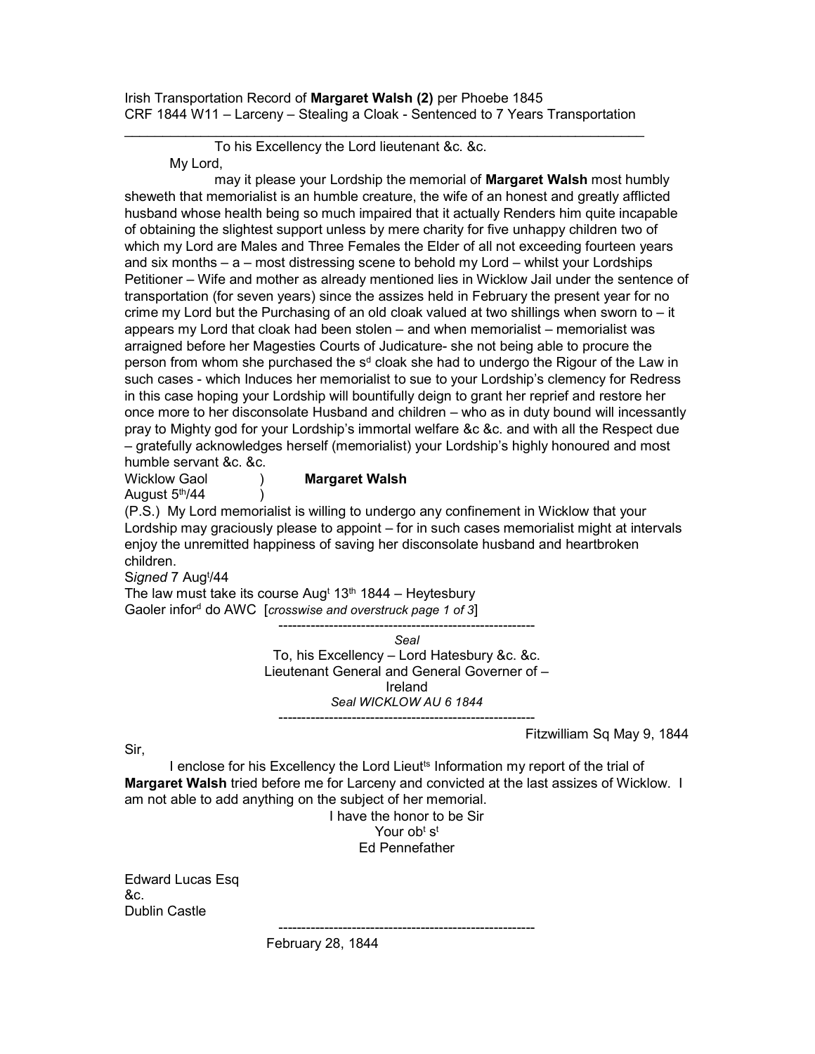Irish Transportation Record of **Margaret Walsh (2)** per Phoebe 1845
CRF 1844 W11 – Larceny – Stealing a Cloak - Sentenced to 7 Years Transportation

---

To his Excellency the Lord lieutenant &c. &c.

My Lord,

may it please your Lordship the memorial of **Margaret Walsh** most humbly sheweth that memorialist is an humble creature, the wife of an honest and greatly afflicted husband whose health being so much impaired that it actually Renders him quite incapable of obtaining the slightest support unless by mere charity for five unhappy children two of which my Lord are Males and Three Females the Elder of all not exceeding fourteen years and six months – a – most distressing scene to behold my Lord – whilst your Lordships Petitioner – Wife and mother as already mentioned lies in Wicklow Jail under the sentence of transportation (for seven years) since the assizes held in February the present year for no crime my Lord but the Purchasing of an old cloak valued at two shillings when sworn to – it appears my Lord that cloak had been stolen – and when memorialist – memorialist was arraigned before her Magesties Courts of Judicature- she not being able to procure the person from whom she purchased the s[d] cloak she had to undergo the Rigour of the Law in such cases - which Induces her memorialist to sue to your Lordship's clemency for Redress in this case hoping your Lordship will bountifully deign to grant her reprief and restore her once more to her disconsolate Husband and children – who as in duty bound will incessantly pray to Mighty god for your Lordship's immortal welfare &c &c. and with all the Respect due – gratefully acknowledges herself (memorialist) your Lordship's highly honoured and most humble servant &c. &c.

Wicklow Gaol ) **Margaret Walsh**
August 5[th]/44 )

(P.S.) My Lord memorialist is willing to undergo any confinement in Wicklow that your Lordship may graciously please to appoint – for in such cases memorialist might at intervals enjoy the unremitted happiness of saving her disconsolate husband and heartbroken children.

S*igned* 7 Aug[t]/44
The law must take its course Aug[t] 13[th] 1844 – Heytesbury
Gaoler infor[d] do AWC [*crosswise and overstruck page 1 of 3*]

---

*Seal*
To, his Excellency – Lord Hatesbury &c. &c.
Lieutenant General and General Governer of –
Ireland
*Seal WICKLOW AU 6 1844*

---

Fitzwilliam Sq May 9, 1844

Sir,

I enclose for his Excellency the Lord Lieut[ts] Information my report of the trial of **Margaret Walsh** tried before me for Larceny and convicted at the last assizes of Wicklow. I am not able to add anything on the subject of her memorial.

I have the honor to be Sir
Your ob[t] s[t]
Ed Pennefather

Edward Lucas Esq
&c.
Dublin Castle

---

February 28, 1844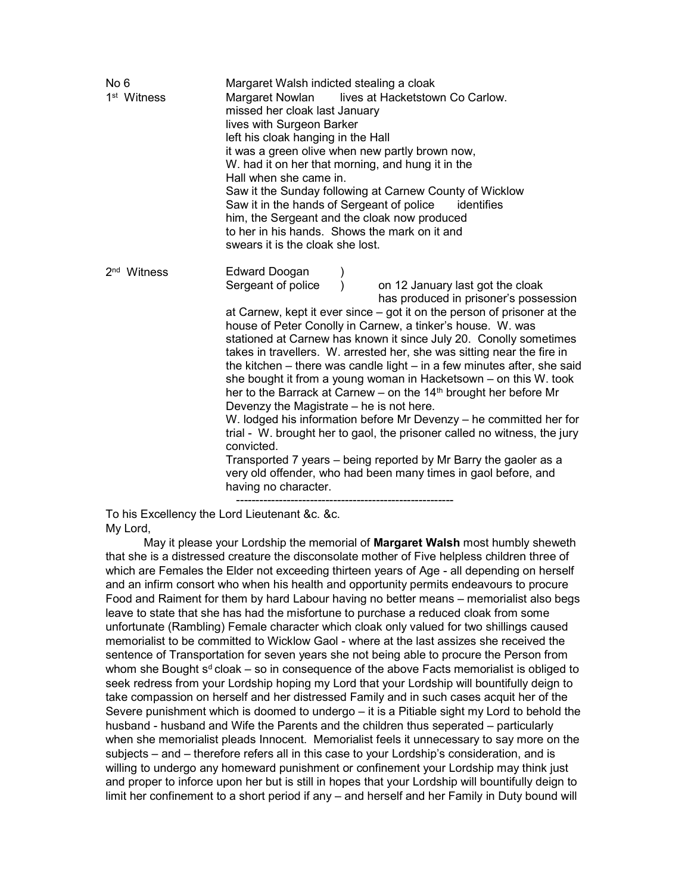| | |
|---|---|
| No 6 | Margaret Walsh indicted stealing a cloak |
| 1st Witness | Margaret Nowlan lives at Hacketstown Co Carlow. missed her cloak last January lives with Surgeon Barker left his cloak hanging in the Hall it was a green olive when new partly brown now, W. had it on her that morning, and hung it in the Hall when she came in. Saw it the Sunday following at Carnew County of Wicklow Saw it in the hands of Sergeant of police identifies him, the Sergeant and the cloak now produced to her in his hands. Shows the mark on it and swears it is the cloak she lost. |
| 2nd Witness | Edward Doogan Sergeant of police ) on 12 January last got the cloak has produced in prisoner's possession at Carnew, kept it ever since – got it on the person of prisoner at the house of Peter Conolly in Carnew, a tinker's house. W. was stationed at Carnew has known it since July 20. Conolly sometimes takes in travellers. W. arrested her, she was sitting near the fire in the kitchen – there was candle light – in a few minutes after, she said she bought it from a young woman in Hacketsown – on this W. took her to the Barrack at Carnew – on the 14th brought her before Mr Devenzy the Magistrate – he is not here. W. lodged his information before Mr Devenzy – he committed her for trial - W. brought her to gaol, the prisoner called no witness, the jury convicted. Transported 7 years – being reported by Mr Barry the gaoler as a very old offender, who had been many times in gaol before, and having no character. |

---

To his Excellency the Lord Lieutenant &c. &c.

My Lord,

May it please your Lordship the memorial of **Margaret Walsh** most humbly sheweth that she is a distressed creature the disconsolate mother of Five helpless children three of which are Females the Elder not exceeding thirteen years of Age - all depending on herself and an infirm consort who when his health and opportunity permits endeavours to procure Food and Raiment for them by hard Labour having no better means – memorialist also begs leave to state that she has had the misfortune to purchase a reduced cloak from some unfortunate (Rambling) Female character which cloak only valued for two shillings caused memorialist to be committed to Wicklow Gaol - where at the last assizes she received the sentence of Transportation for seven years she not being able to procure the Person from whom she Bought s[d] cloak – so in consequence of the above Facts memorialist is obliged to seek redress from your Lordship hoping my Lord that your Lordship will bountifully deign to take compassion on herself and her distressed Family and in such cases acquit her of the Severe punishment which is doomed to undergo – it is a Pitiable sight my Lord to behold the husband - husband and Wife the Parents and the children thus seperated – particularly when she memorialist pleads Innocent. Memorialist feels it unnecessary to say more on the subjects – and – therefore refers all in this case to your Lordship's consideration, and is willing to undergo any homeward punishment or confinement your Lordship may think just and proper to inforce upon her but is still in hopes that your Lordship will bountifully deign to limit her confinement to a short period if any – and herself and her Family in Duty bound will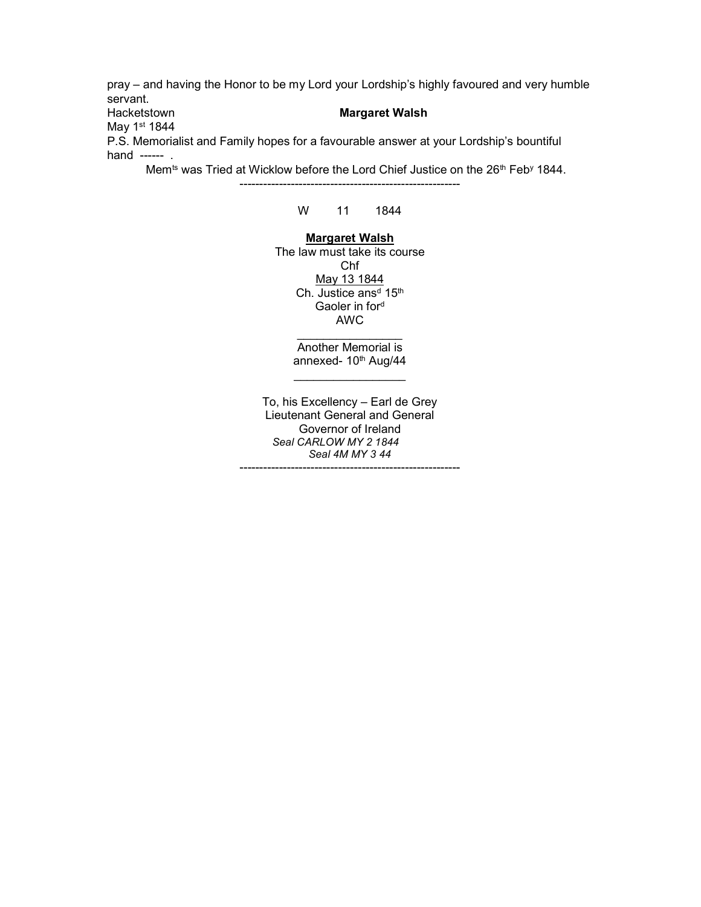pray – and having the Honor to be my Lord your Lordship's highly favoured and very humble servant.

Hacketstown **Margaret Walsh**

May 1st 1844

P.S. Memorialist and Family hopes for a favourable answer at your Lordship's bountiful hand ------ .

Memts was Tried at Wicklow before the Lord Chief Justice on the 26th Feby 1844.

---

W 11 1844

**Margaret Walsh**

The law must take its course

Chf

May 13 1844

Ch. Justice ansd 15th

Gaoler in ford

AWC

---

Another Memorial is annexed- 10th Aug/44

---

To, his Excellency – Earl de Grey

Lieutenant General and General

Governor of Ireland

*Seal CARLOW MY 2 1844*

*Seal 4M MY 3 44*

---